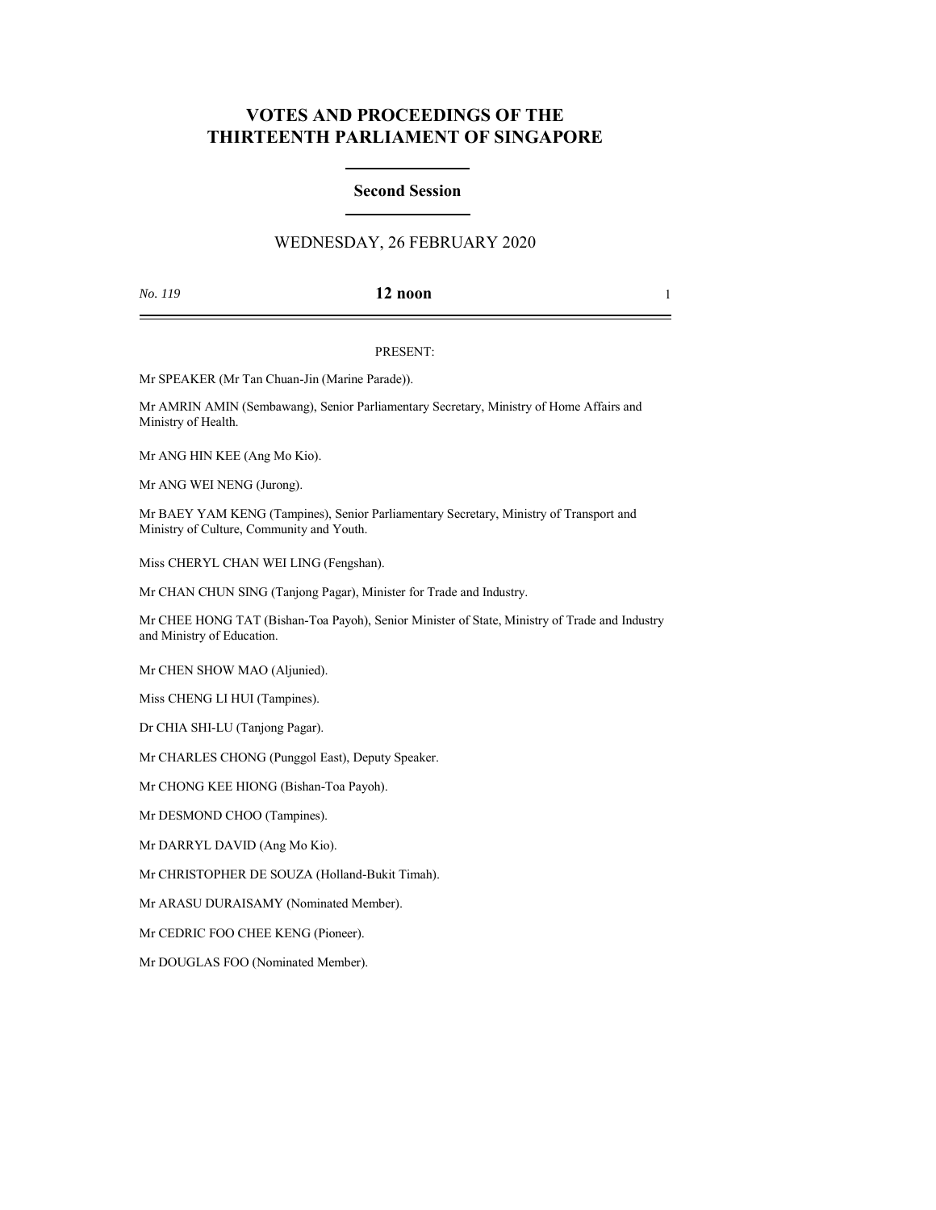# VOTES AND PROCEEDINGS OF THE THIRTEENTH PARLIAMENT OF SINGAPORE

## Second Session

WEDNESDAY, 26 FEBRUARY 2020

*No. 119* **12 noon**

PRESENT:

Mr SPEAKER (Mr Tan Chuan-Jin (Marine Parade)).

Mr AMRIN AMIN (Sembawang), Senior Parliamentary Secretary, Ministry of Home Affairs and Ministry of Health.

Mr ANG HIN KEE (Ang Mo Kio).

Mr ANG WEI NENG (Jurong).

Mr BAEY YAM KENG (Tampines), Senior Parliamentary Secretary, Ministry of Transport and Ministry of Culture, Community and Youth.

Miss CHERYL CHAN WEI LING (Fengshan).

Mr CHAN CHUN SING (Tanjong Pagar), Minister for Trade and Industry.

Mr CHEE HONG TAT (Bishan-Toa Payoh), Senior Minister of State, Ministry of Trade and Industry and Ministry of Education.

Mr CHEN SHOW MAO (Aljunied).

Miss CHENG LI HUI (Tampines).

Dr CHIA SHI-LU (Tanjong Pagar).

Mr CHARLES CHONG (Punggol East), Deputy Speaker.

Mr CHONG KEE HIONG (Bishan-Toa Payoh).

Mr DESMOND CHOO (Tampines).

Mr DARRYL DAVID (Ang Mo Kio).

Mr CHRISTOPHER DE SOUZA (Holland-Bukit Timah).

Mr ARASU DURAISAMY (Nominated Member).

Mr CEDRIC FOO CHEE KENG (Pioneer).

Mr DOUGLAS FOO (Nominated Member).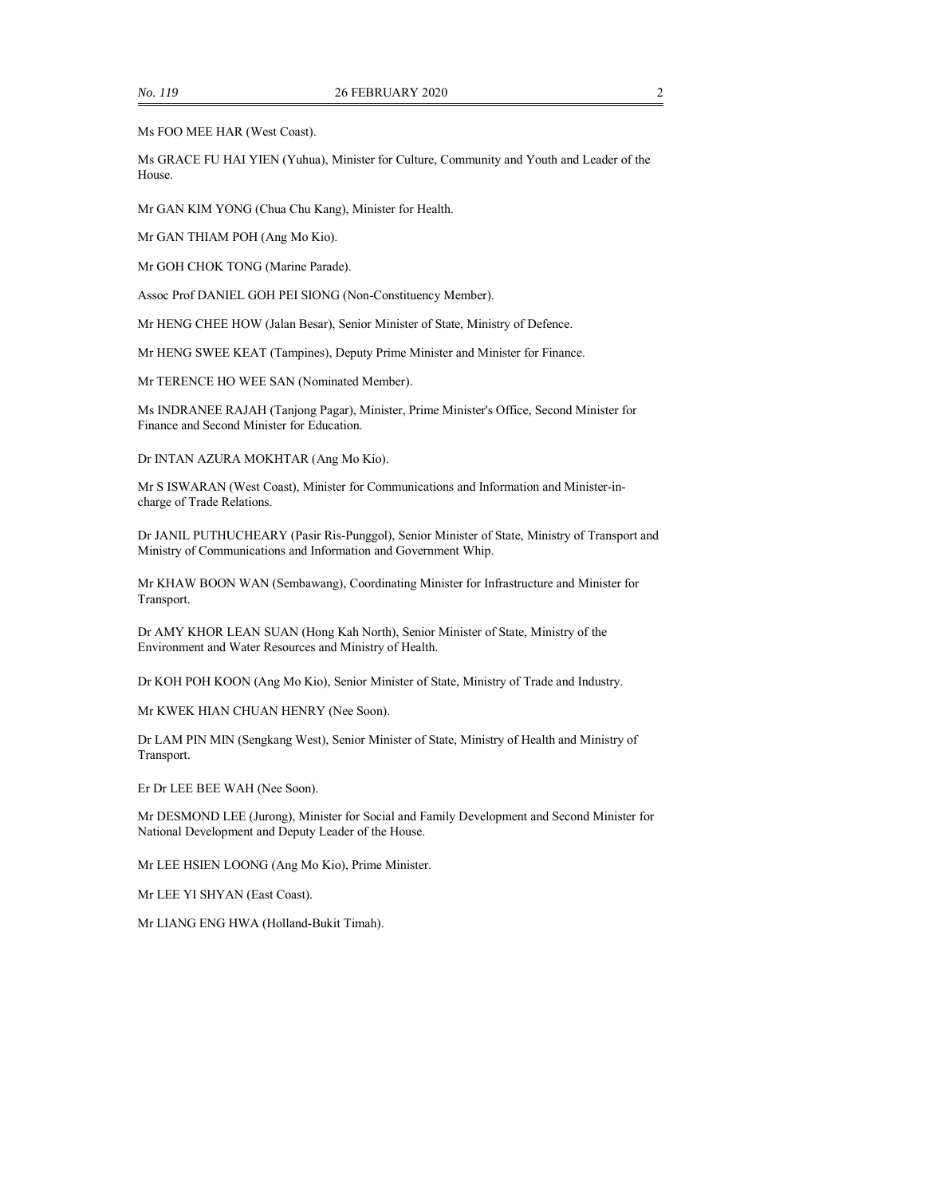Ms FOO MEE HAR (West Coast).

Ms GRACE FU HAI YIEN (Yuhua), Minister for Culture, Community and Youth and Leader of the House.

Mr GAN KIM YONG (Chua Chu Kang), Minister for Health.

Mr GAN THIAM POH (Ang Mo Kio).

Mr GOH CHOK TONG (Marine Parade).

Assoc Prof DANIEL GOH PEI SIONG (Non-Constituency Member).

Mr HENG CHEE HOW (Jalan Besar), Senior Minister of State, Ministry of Defence.

Mr HENG SWEE KEAT (Tampines), Deputy Prime Minister and Minister for Finance.

Mr TERENCE HO WEE SAN (Nominated Member).

Ms INDRANEE RAJAH (Tanjong Pagar), Minister, Prime Minister's Office, Second Minister for Finance and Second Minister for Education.

Dr INTAN AZURA MOKHTAR (Ang Mo Kio).

Mr S ISWARAN (West Coast), Minister for Communications and Information and Minister-in-charge of Trade Relations.

Dr JANIL PUTHUCHEARY (Pasir Ris-Punggol), Senior Minister of State, Ministry of Transport and Ministry of Communications and Information and Government Whip.

Mr KHAW BOON WAN (Sembawang), Coordinating Minister for Infrastructure and Minister for Transport.

Dr AMY KHOR LEAN SUAN (Hong Kah North), Senior Minister of State, Ministry of the Environment and Water Resources and Ministry of Health.

Dr KOH POH KOON (Ang Mo Kio), Senior Minister of State, Ministry of Trade and Industry.

Mr KWEK HIAN CHUAN HENRY (Nee Soon).

Dr LAM PIN MIN (Sengkang West), Senior Minister of State, Ministry of Health and Ministry of Transport.

Er Dr LEE BEE WAH (Nee Soon).

Mr DESMOND LEE (Jurong), Minister for Social and Family Development and Second Minister for National Development and Deputy Leader of the House.

Mr LEE HSIEN LOONG (Ang Mo Kio), Prime Minister.

Mr LEE YI SHYAN (East Coast).

Mr LIANG ENG HWA (Holland-Bukit Timah).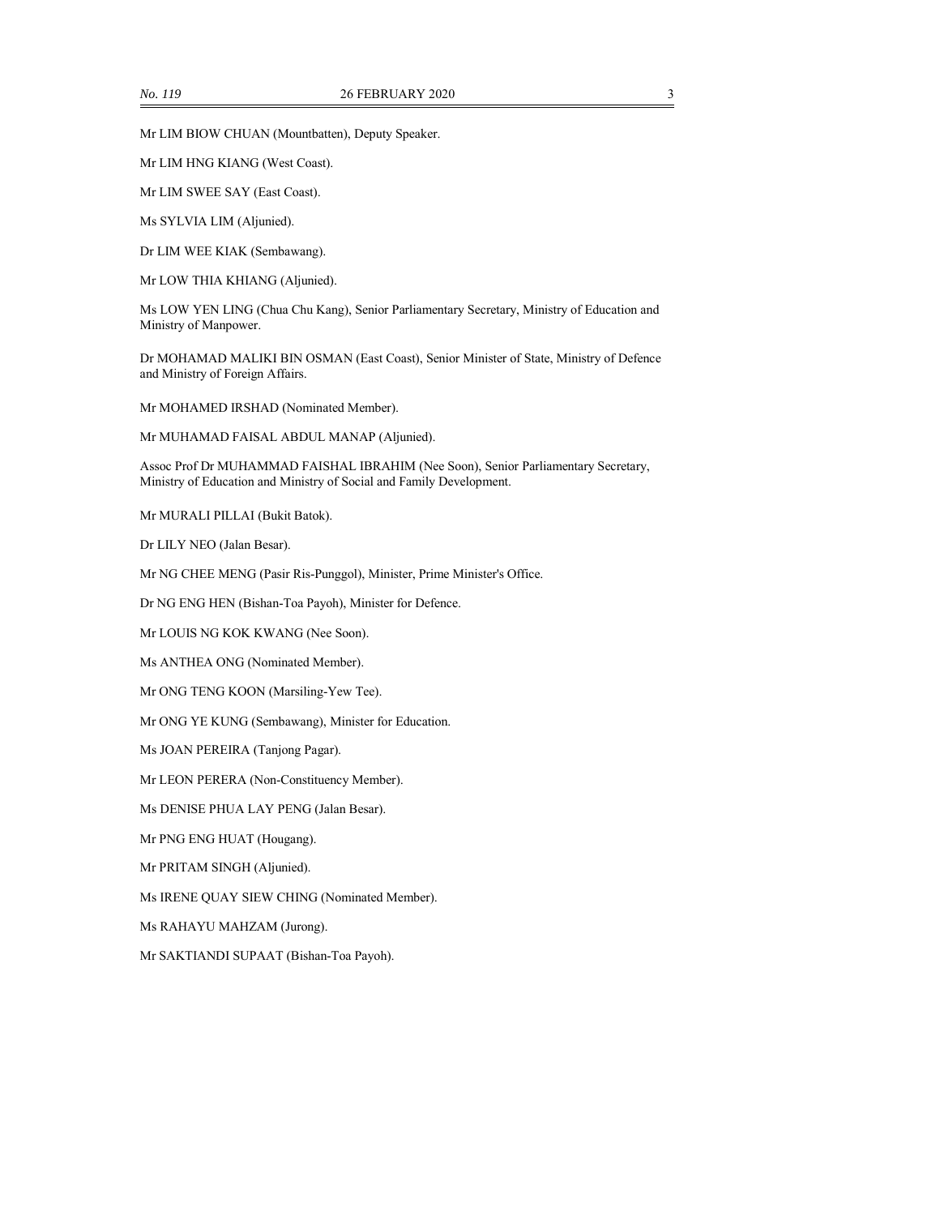Mr LIM BIOW CHUAN (Mountbatten), Deputy Speaker.

Mr LIM HNG KIANG (West Coast).

Mr LIM SWEE SAY (East Coast).

Ms SYLVIA LIM (Aljunied).

Dr LIM WEE KIAK (Sembawang).

Mr LOW THIA KHIANG (Aljunied).

Ms LOW YEN LING (Chua Chu Kang), Senior Parliamentary Secretary, Ministry of Education and Ministry of Manpower.

Dr MOHAMAD MALIKI BIN OSMAN (East Coast), Senior Minister of State, Ministry of Defence and Ministry of Foreign Affairs.

Mr MOHAMED IRSHAD (Nominated Member).

Mr MUHAMAD FAISAL ABDUL MANAP (Aljunied).

Assoc Prof Dr MUHAMMAD FAISHAL IBRAHIM (Nee Soon), Senior Parliamentary Secretary, Ministry of Education and Ministry of Social and Family Development.

Mr MURALI PILLAI (Bukit Batok).

Dr LILY NEO (Jalan Besar).

Mr NG CHEE MENG (Pasir Ris-Punggol), Minister, Prime Minister's Office.

Dr NG ENG HEN (Bishan-Toa Payoh), Minister for Defence.

Mr LOUIS NG KOK KWANG (Nee Soon).

Ms ANTHEA ONG (Nominated Member).

Mr ONG TENG KOON (Marsiling-Yew Tee).

Mr ONG YE KUNG (Sembawang), Minister for Education.

Ms JOAN PEREIRA (Tanjong Pagar).

Mr LEON PERERA (Non-Constituency Member).

Ms DENISE PHUA LAY PENG (Jalan Besar).

Mr PNG ENG HUAT (Hougang).

Mr PRITAM SINGH (Aljunied).

Ms IRENE QUAY SIEW CHING (Nominated Member).

Ms RAHAYU MAHZAM (Jurong).

Mr SAKTIANDI SUPAAT (Bishan-Toa Payoh).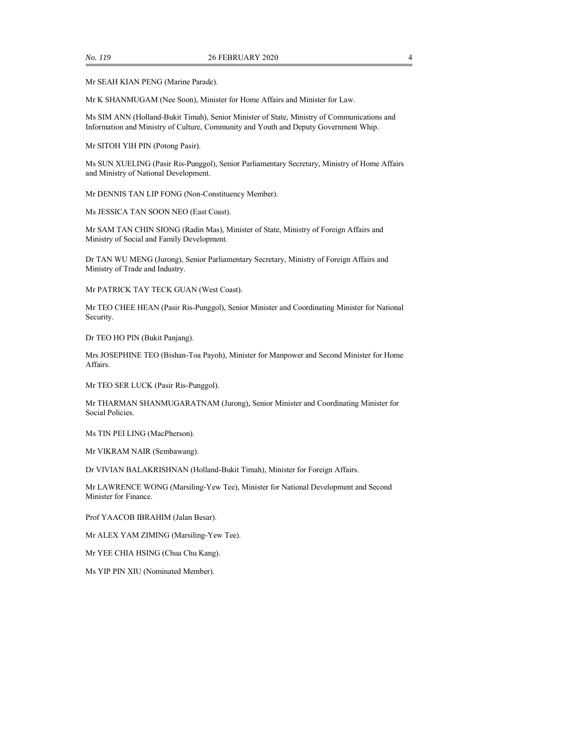Mr SEAH KIAN PENG (Marine Parade).

Mr K SHANMUGAM (Nee Soon), Minister for Home Affairs and Minister for Law.

Ms SIM ANN (Holland-Bukit Timah), Senior Minister of State, Ministry of Communications and Information and Ministry of Culture, Community and Youth and Deputy Government Whip.

Mr SITOH YIH PIN (Potong Pasir).

Ms SUN XUELING (Pasir Ris-Punggol), Senior Parliamentary Secretary, Ministry of Home Affairs and Ministry of National Development.

Mr DENNIS TAN LIP FONG (Non-Constituency Member).

Ms JESSICA TAN SOON NEO (East Coast).

Mr SAM TAN CHIN SIONG (Radin Mas), Minister of State, Ministry of Foreign Affairs and Ministry of Social and Family Development.

Dr TAN WU MENG (Jurong), Senior Parliamentary Secretary, Ministry of Foreign Affairs and Ministry of Trade and Industry.

Mr PATRICK TAY TECK GUAN (West Coast).

Mr TEO CHEE HEAN (Pasir Ris-Punggol), Senior Minister and Coordinating Minister for National Security.

Dr TEO HO PIN (Bukit Panjang).

Mrs JOSEPHINE TEO (Bishan-Toa Payoh), Minister for Manpower and Second Minister for Home Affairs.

Mr TEO SER LUCK (Pasir Ris-Punggol).

Mr THARMAN SHANMUGARATNAM (Jurong), Senior Minister and Coordinating Minister for Social Policies.

Ms TIN PEI LING (MacPherson).

Mr VIKRAM NAIR (Sembawang).

Dr VIVIAN BALAKRISHNAN (Holland-Bukit Timah), Minister for Foreign Affairs.

Mr LAWRENCE WONG (Marsiling-Yew Tee), Minister for National Development and Second Minister for Finance.

Prof YAACOB IBRAHIM (Jalan Besar).

Mr ALEX YAM ZIMING (Marsiling-Yew Tee).

Mr YEE CHIA HSING (Chua Chu Kang).

Ms YIP PIN XIU (Nominated Member).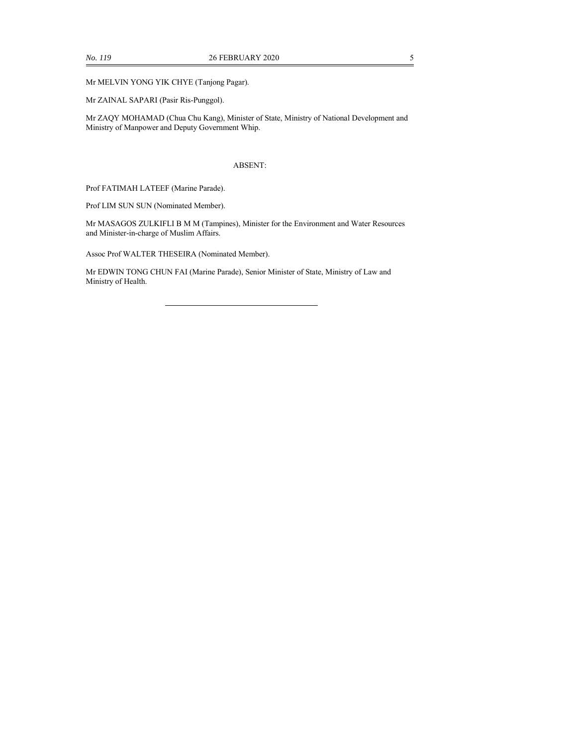Mr MELVIN YONG YIK CHYE (Tanjong Pagar).

Mr ZAINAL SAPARI (Pasir Ris-Punggol).

Mr ZAQY MOHAMAD (Chua Chu Kang), Minister of State, Ministry of National Development and Ministry of Manpower and Deputy Government Whip.

ABSENT:

Prof FATIMAH LATEEF (Marine Parade).

Prof LIM SUN SUN (Nominated Member).

Mr MASAGOS ZULKIFLI B M M (Tampines), Minister for the Environment and Water Resources and Minister-in-charge of Muslim Affairs.

Assoc Prof WALTER THESEIRA (Nominated Member).

Mr EDWIN TONG CHUN FAI (Marine Parade), Senior Minister of State, Ministry of Law and Ministry of Health.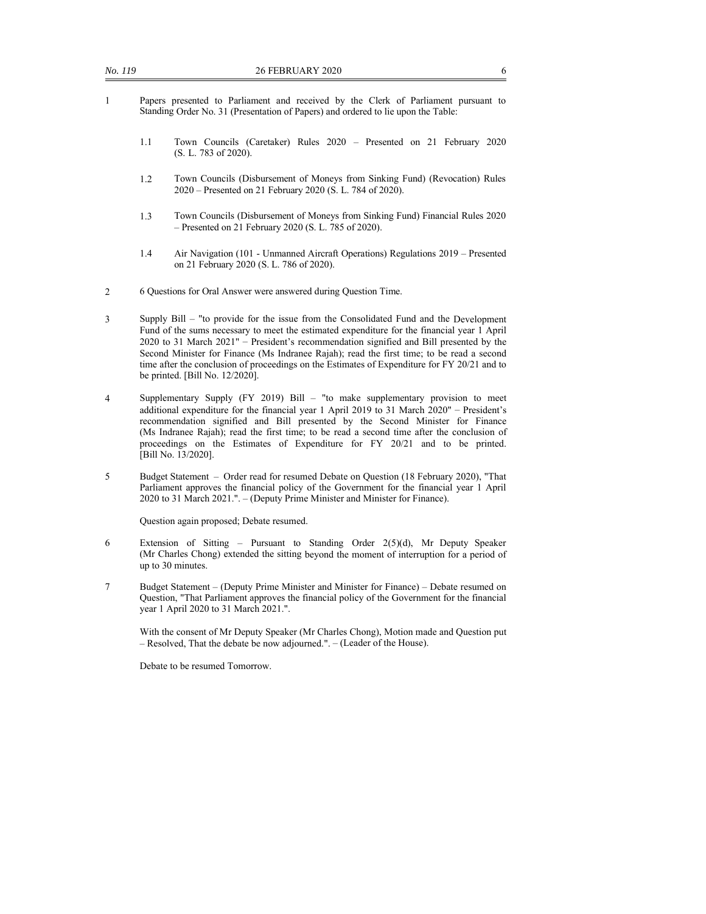1 Papers presented to Parliament and received by the Clerk of Parliament pursuant to Standing Order No. 31 (Presentation of Papers) and ordered to lie upon the Table:

1.1 Town Councils (Caretaker) Rules 2020 – Presented on 21 February 2020 (S. L. 783 of 2020).

1.2 Town Councils (Disbursement of Moneys from Sinking Fund) (Revocation) Rules 2020 – Presented on 21 February 2020 (S. L. 784 of 2020).

1.3 Town Councils (Disbursement of Moneys from Sinking Fund) Financial Rules 2020 – Presented on 21 February 2020 (S. L. 785 of 2020).

1.4 Air Navigation (101 - Unmanned Aircraft Operations) Regulations 2019 – Presented on 21 February 2020 (S. L. 786 of 2020).

2 6 Questions for Oral Answer were answered during Question Time.

3 Supply Bill – "to provide for the issue from the Consolidated Fund and the Development Fund of the sums necessary to meet the estimated expenditure for the financial year 1 April 2020 to 31 March 2021" – President's recommendation signified and Bill presented by the Second Minister for Finance (Ms Indranee Rajah); read the first time; to be read a second time after the conclusion of proceedings on the Estimates of Expenditure for FY 20/21 and to be printed. [Bill No. 12/2020].

4 Supplementary Supply (FY 2019) Bill – "to make supplementary provision to meet additional expenditure for the financial year 1 April 2019 to 31 March 2020" – President's recommendation signified and Bill presented by the Second Minister for Finance (Ms Indranee Rajah); read the first time; to be read a second time after the conclusion of proceedings on the Estimates of Expenditure for FY 20/21 and to be printed. [Bill No. 13/2020].

5 Budget Statement – Order read for resumed Debate on Question (18 February 2020), "That Parliament approves the financial policy of the Government for the financial year 1 April 2020 to 31 March 2021.". – (Deputy Prime Minister and Minister for Finance).

Question again proposed; Debate resumed.

6 Extension of Sitting – Pursuant to Standing Order 2(5)(d), Mr Deputy Speaker (Mr Charles Chong) extended the sitting beyond the moment of interruption for a period of up to 30 minutes.

7 Budget Statement – (Deputy Prime Minister and Minister for Finance) – Debate resumed on Question, "That Parliament approves the financial policy of the Government for the financial year 1 April 2020 to 31 March 2021.".

With the consent of Mr Deputy Speaker (Mr Charles Chong), Motion made and Question put – Resolved, That the debate be now adjourned.". – (Leader of the House).

Debate to be resumed Tomorrow.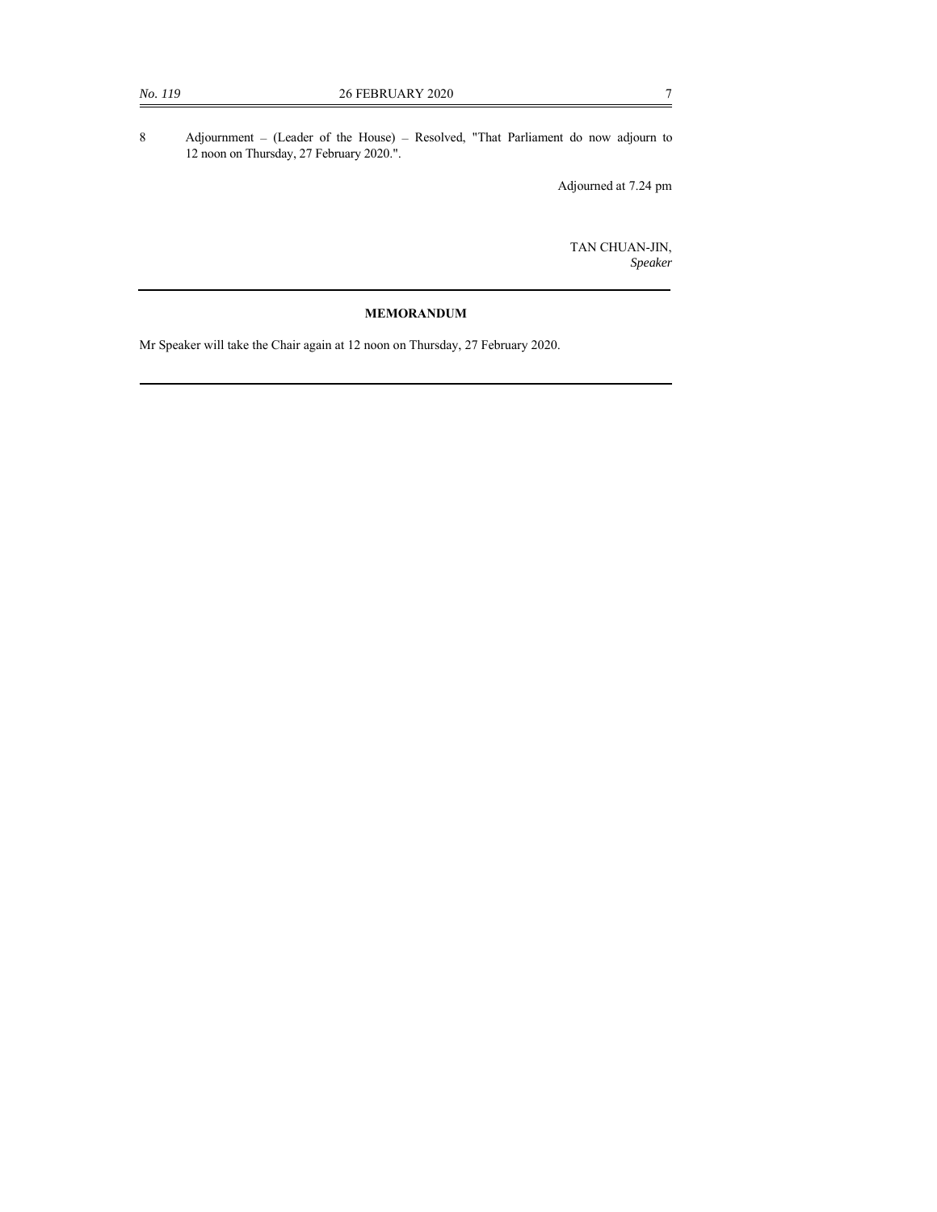8 Adjournment – (Leader of the House) – Resolved, "That Parliament do now adjourn to 12 noon on Thursday, 27 February 2020.".

Adjourned at 7.24 pm

TAN CHUAN-JIN,
*Speaker*

---

**MEMORANDUM**

Mr Speaker will take the Chair again at 12 noon on Thursday, 27 February 2020.

---